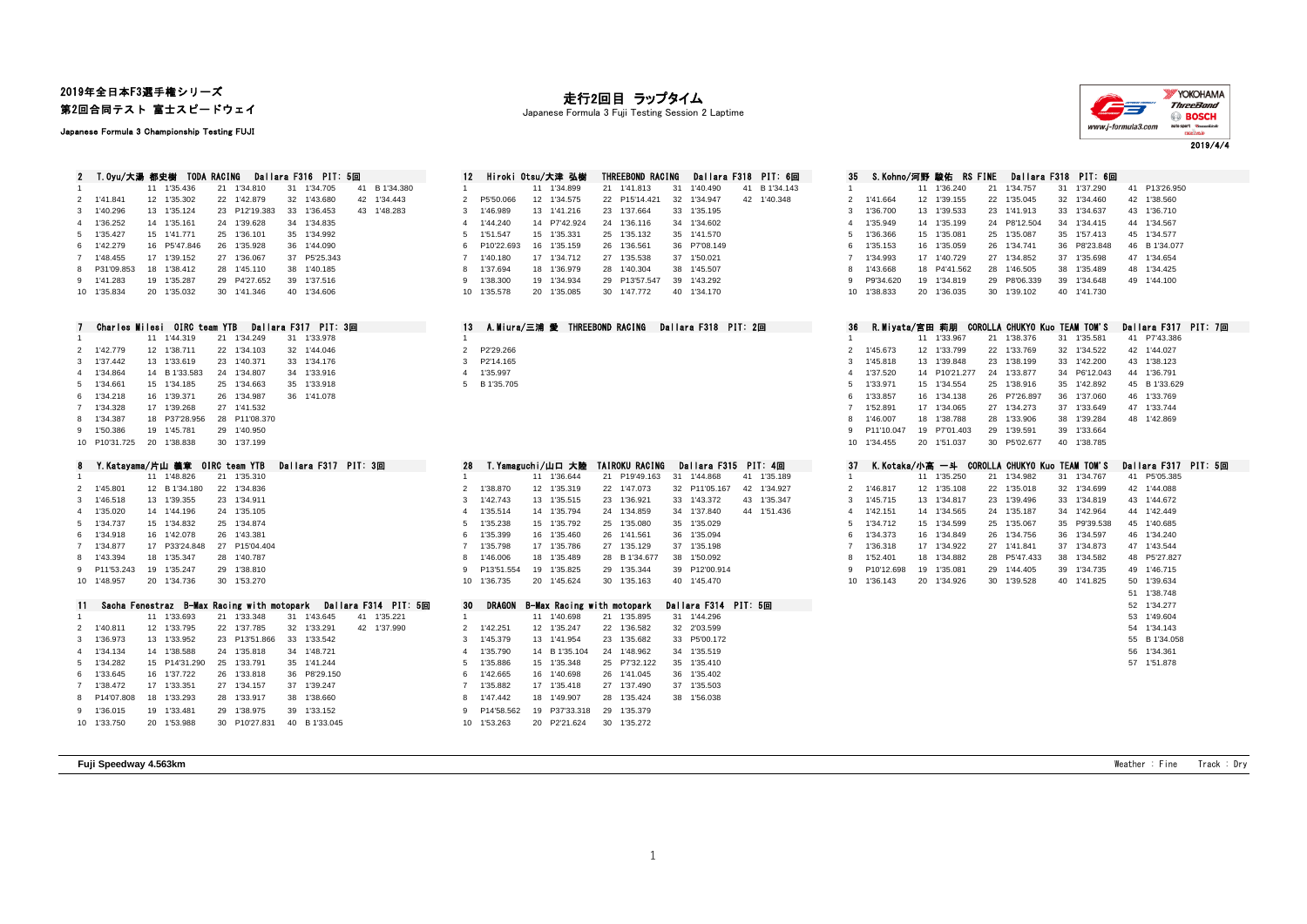# 2019年全日本F3選手権シリーズ

## 第2回合同テスト 富士スピードウェイ

Japanese Formula 3 Championship Testing FUJI

# 走行2回目 ラップタイム

Japanese Formula 3 Fuji Testing Session 2 Laptime

2019/4/4

### 2 T.Oyu/大湯 都史樹 TODA RACING Dallara F316 PIT: 5回

| Lap | Time | Lap | Time | Lap | Time | Lap | Time | Lap | Time |
|---|---|---|---|---|---|---|---|---|---|
| 1 | | 11 | 1'35.436 | 21 | 1'34.810 | 31 | 1'34.705 | 41 | B 1'34.380 |
| 2 | 1'41.841 | 12 | 1'35.302 | 22 | 1'42.879 | 32 | 1'43.680 | 42 | 1'34.443 |
| 3 | 1'40.296 | 13 | 1'35.124 | 23 | P12'19.383 | 33 | 1'36.453 | 43 | 1'48.283 |
| 4 | 1'36.252 | 14 | 1'35.161 | 24 | 1'39.628 | 34 | 1'34.835 | | |
| 5 | 1'35.427 | 15 | 1'41.771 | 25 | 1'36.101 | 35 | 1'34.992 | | |
| 6 | 1'42.279 | 16 | P5'47.846 | 26 | 1'35.928 | 36 | 1'44.090 | | |
| 7 | 1'48.455 | 17 | 1'39.152 | 27 | 1'36.067 | 37 | P5'25.343 | | |
| 8 | P31'09.853 | 18 | 1'38.412 | 28 | 1'45.110 | 38 | 1'40.185 | | |
| 9 | 1'41.283 | 19 | 1'35.287 | 29 | P4'27.652 | 39 | 1'37.516 | | |
| 10 | 1'35.834 | 20 | 1'35.032 | 30 | 1'41.346 | 40 | 1'34.606 | | |

### 12 Hiroki Otsu/大津 弘樹 THREEBOND RACING Dallara F318 PIT: 6回

| Lap | Time | Lap | Time | Lap | Time | Lap | Time | Lap | Time |
|---|---|---|---|---|---|---|---|---|---|
| 1 | | 11 | 1'34.899 | 21 | 1'41.813 | 31 | 1'40.490 | 41 | B 1'34.143 |
| 2 | P5'50.066 | 12 | 1'34.575 | 22 | P15'14.421 | 32 | 1'34.947 | 42 | 1'40.348 |
| 3 | 1'46.989 | 13 | 1'41.216 | 23 | 1'37.664 | 33 | 1'35.195 | | |
| 4 | 1'44.240 | 14 | P7'42.924 | 24 | 1'36.116 | 34 | 1'34.602 | | |
| 5 | 1'51.547 | 15 | 1'35.331 | 25 | 1'35.132 | 35 | 1'41.570 | | |
| 6 | P10'22.693 | 16 | 1'35.159 | 26 | 1'36.561 | 36 | P7'08.149 | | |
| 7 | 1'40.180 | 17 | 1'34.712 | 27 | 1'35.538 | 37 | 1'50.021 | | |
| 8 | 1'37.694 | 18 | 1'36.979 | 28 | 1'40.304 | 38 | 1'45.507 | | |
| 9 | 1'38.300 | 19 | 1'34.934 | 29 | P13'57.547 | 39 | 1'43.292 | | |
| 10 | 1'35.578 | 20 | 1'35.085 | 30 | 1'47.772 | 40 | 1'34.170 | | |

### 35 S.Kohno/河野 駿佑 RS FINE Dallara F318 PIT: 6回

| Lap | Time | Lap | Time | Lap | Time | Lap | Time | Lap | Time |
|---|---|---|---|---|---|---|---|---|---|
| 1 | | 11 | 1'36.240 | 21 | 1'34.757 | 31 | 1'37.290 | 41 | P13'26.950 |
| 2 | 1'41.664 | 12 | 1'39.155 | 22 | 1'35.045 | 32 | 1'34.460 | 42 | 1'38.560 |
| 3 | 1'36.700 | 13 | 1'39.533 | 23 | 1'41.913 | 33 | 1'34.637 | 43 | 1'36.710 |
| 4 | 1'35.949 | 14 | 1'35.199 | 24 | P8'12.504 | 34 | 1'34.415 | 44 | 1'34.567 |
| 5 | 1'36.366 | 15 | 1'35.081 | 25 | 1'35.087 | 35 | 1'57.413 | 45 | 1'34.577 |
| 6 | 1'35.153 | 16 | 1'35.059 | 26 | 1'34.741 | 36 | P8'23.848 | 46 | B 1'34.077 |
| 7 | 1'34.993 | 17 | 1'40.729 | 27 | 1'34.852 | 37 | 1'35.698 | 47 | 1'34.654 |
| 8 | 1'43.668 | 18 | P4'41.562 | 28 | 1'46.505 | 38 | 1'35.489 | 48 | 1'34.425 |
| 9 | P9'34.620 | 19 | 1'34.819 | 29 | P8'06.339 | 39 | 1'34.648 | 49 | 1'44.100 |
| 10 | 1'38.833 | 20 | 1'36.035 | 30 | 1'39.102 | 40 | 1'41.730 | | |

### 7 Charles Milesi OIRC team YTB Dallara F317 PIT: 3回

| Lap | Time | Lap | Time | Lap | Time | Lap | Time |
|---|---|---|---|---|---|---|---|
| 1 | | 11 | 1'44.319 | 21 | 1'34.249 | 31 | 1'33.978 |
| 2 | 1'42.779 | 12 | 1'38.711 | 22 | 1'34.103 | 32 | 1'44.046 |
| 3 | 1'37.442 | 13 | 1'33.619 | 23 | 1'40.371 | 33 | 1'34.176 |
| 4 | 1'34.864 | 14 | B 1'33.583 | 24 | 1'34.807 | 34 | 1'33.916 |
| 5 | 1'34.661 | 15 | 1'34.185 | 25 | 1'34.663 | 35 | 1'33.918 |
| 6 | 1'34.218 | 16 | 1'39.371 | 26 | 1'34.987 | 36 | 1'41.078 |
| 7 | 1'34.328 | 17 | 1'39.268 | 27 | 1'41.532 | | |
| 8 | 1'34.387 | 18 | P37'28.956 | 28 | P11'08.370 | | |
| 9 | 1'50.386 | 19 | 1'45.781 | 29 | 1'40.950 | | |
| 10 | P10'31.725 | 20 | 1'38.838 | 30 | 1'37.199 | | |

### 13 A.Miura/三浦 愛 THREEBOND RACING Dallara F318 PIT: 2回

| Lap | Time |
|---|---|
| 1 | |
| 2 | P2'29.266 |
| 3 | P2'14.165 |
| 4 | 1'35.997 |
| 5 | B 1'35.705 |

### 36 R.Miyata/宮田 莉朋 COROLLA CHUKYO Kuo TEAM TOM'S Dallara F317 PIT: 7回

| Lap | Time | Lap | Time | Lap | Time | Lap | Time | Lap | Time |
|---|---|---|---|---|---|---|---|---|---|
| 1 | | 11 | 1'33.967 | 21 | 1'38.376 | 31 | 1'35.581 | 41 | P7'43.386 |
| 2 | 1'45.673 | 12 | 1'33.799 | 22 | 1'33.769 | 32 | 1'34.522 | 42 | 1'44.027 |
| 3 | 1'45.818 | 13 | 1'39.848 | 23 | 1'38.199 | 33 | 1'42.200 | 43 | 1'38.123 |
| 4 | 1'37.520 | 14 | P10'21.277 | 24 | 1'33.877 | 34 | P6'12.043 | 44 | 1'36.791 |
| 5 | 1'33.971 | 15 | 1'34.554 | 25 | 1'38.916 | 35 | 1'42.892 | 45 | B 1'33.629 |
| 6 | 1'33.857 | 16 | 1'34.138 | 26 | P7'26.897 | 36 | 1'37.060 | 46 | 1'33.769 |
| 7 | 1'52.891 | 17 | 1'34.065 | 27 | 1'34.273 | 37 | 1'33.649 | 47 | 1'33.744 |
| 8 | 1'46.007 | 18 | 1'38.788 | 28 | 1'33.906 | 38 | 1'39.284 | 48 | 1'42.869 |
| 9 | P11'10.047 | 19 | P7'01.403 | 29 | 1'39.591 | 39 | 1'33.664 | | |
| 10 | 1'34.455 | 20 | 1'51.037 | 30 | P5'02.677 | 40 | 1'38.785 | | |

### 8 Y.Katayama/片山 義章 OIRC team YTB Dallara F317 PIT: 3回

| Lap | Time | Lap | Time | Lap | Time |
|---|---|---|---|---|---|
| 1 | | 11 | 1'48.826 | 21 | 1'35.310 |
| 2 | 1'45.801 | 12 | B 1'34.180 | 22 | 1'34.836 |
| 3 | 1'46.518 | 13 | 1'39.355 | 23 | 1'34.911 |
| 4 | 1'35.020 | 14 | 1'44.196 | 24 | 1'35.105 |
| 5 | 1'34.737 | 15 | 1'34.832 | 25 | 1'34.874 |
| 6 | 1'34.918 | 16 | 1'42.078 | 26 | 1'43.381 |
| 7 | 1'34.877 | 17 | P33'24.848 | 27 | P15'04.404 |
| 8 | 1'43.394 | 18 | 1'35.347 | 28 | 1'40.787 |
| 9 | P11'53.243 | 19 | 1'35.247 | 29 | 1'38.810 |
| 10 | 1'48.957 | 20 | 1'34.736 | 30 | 1'53.270 |

### 28 T.Yamaguchi/山口 大陸 TAIROKU RACING Dallara F315 PIT: 4回

| Lap | Time | Lap | Time | Lap | Time | Lap | Time | Lap | Time |
|---|---|---|---|---|---|---|---|---|---|
| 1 | | 11 | 1'36.644 | 21 | P19'49.163 | 31 | 1'44.868 | 41 | 1'35.189 |
| 2 | 1'38.870 | 12 | 1'35.319 | 22 | 1'47.073 | 32 | P11'05.167 | 42 | 1'34.927 |
| 3 | 1'42.743 | 13 | 1'35.515 | 23 | 1'36.921 | 33 | 1'43.372 | 43 | 1'35.347 |
| 4 | 1'35.514 | 14 | 1'35.794 | 24 | 1'34.859 | 34 | 1'37.840 | 44 | 1'51.436 |
| 5 | 1'35.238 | 15 | 1'35.792 | 25 | 1'35.080 | 35 | 1'35.029 | | |
| 6 | 1'35.399 | 16 | 1'35.460 | 26 | 1'41.561 | 36 | 1'35.094 | | |
| 7 | 1'35.798 | 17 | 1'35.786 | 27 | 1'35.129 | 37 | 1'35.198 | | |
| 8 | 1'46.006 | 18 | 1'35.489 | 28 | B 1'34.677 | 38 | 1'50.092 | | |
| 9 | P13'51.554 | 19 | 1'35.825 | 29 | 1'35.344 | 39 | P12'00.914 | | |
| 10 | 1'36.735 | 20 | 1'45.624 | 30 | 1'35.163 | 40 | 1'45.470 | | |

### 37 K.Kotaka/小高 一斗 COROLLA CHUKYO Kuo TEAM TOM'S Dallara F317 PIT: 5回

| Lap | Time | Lap | Time | Lap | Time | Lap | Time | Lap | Time |
|---|---|---|---|---|---|---|---|---|---|
| 1 | | 11 | 1'35.250 | 21 | 1'34.982 | 31 | 1'34.767 | 41 | P5'05.385 |
| 2 | 1'46.817 | 12 | 1'35.108 | 22 | 1'35.018 | 32 | 1'34.699 | 42 | 1'44.088 |
| 3 | 1'45.715 | 13 | 1'34.817 | 23 | 1'39.496 | 33 | 1'34.819 | 43 | 1'44.672 |
| 4 | 1'42.151 | 14 | 1'34.565 | 24 | 1'35.187 | 34 | 1'42.964 | 44 | 1'42.449 |
| 5 | 1'34.712 | 15 | 1'34.599 | 25 | 1'35.067 | 35 | P9'39.538 | 45 | 1'40.685 |
| 6 | 1'34.373 | 16 | 1'34.849 | 26 | 1'34.756 | 36 | 1'34.597 | 46 | 1'34.240 |
| 7 | 1'36.318 | 17 | 1'34.922 | 27 | 1'41.841 | 37 | 1'34.873 | 47 | 1'43.544 |
| 8 | 1'52.401 | 18 | 1'34.882 | 28 | P5'47.433 | 38 | 1'34.582 | 48 | P5'27.827 |
| 9 | P10'12.698 | 19 | 1'35.081 | 29 | 1'44.405 | 39 | 1'34.735 | 49 | 1'46.715 |
| 10 | 1'36.143 | 20 | 1'34.926 | 30 | 1'39.528 | 40 | 1'41.825 | 50 | 1'39.634 |
| | | | | | | | | 51 | 1'38.748 |
| | | | | | | | | 52 | 1'34.277 |
| | | | | | | | | 53 | 1'49.604 |
| | | | | | | | | 54 | 1'34.143 |
| | | | | | | | | 55 | B 1'34.058 |
| | | | | | | | | 56 | 1'34.361 |
| | | | | | | | | 57 | 1'51.878 |

### 11 Sacha Fenestraz B-Max Racing with motopark Dallara F314 PIT: 5回

| Lap | Time | Lap | Time | Lap | Time | Lap | Time | Lap | Time |
|---|---|---|---|---|---|---|---|---|---|
| 1 | | 11 | 1'33.693 | 21 | 1'33.348 | 31 | 1'43.645 | 41 | 1'35.221 |
| 2 | 1'40.811 | 12 | 1'33.795 | 22 | 1'37.785 | 32 | 1'33.291 | 42 | 1'37.990 |
| 3 | 1'36.973 | 13 | 1'33.952 | 23 | P13'51.866 | 33 | 1'33.542 | | |
| 4 | 1'34.134 | 14 | 1'38.588 | 24 | 1'35.818 | 34 | 1'48.721 | | |
| 5 | 1'34.282 | 15 | P14'31.290 | 25 | 1'33.791 | 35 | 1'41.244 | | |
| 6 | 1'33.645 | 16 | 1'37.722 | 26 | 1'33.818 | 36 | P8'29.150 | | |
| 7 | 1'38.472 | 17 | 1'33.351 | 27 | 1'34.157 | 37 | 1'39.247 | | |
| 8 | P14'07.808 | 18 | 1'33.293 | 28 | 1'33.917 | 38 | 1'38.660 | | |
| 9 | 1'36.015 | 19 | 1'33.481 | 29 | 1'38.975 | 39 | 1'33.152 | | |
| 10 | 1'33.750 | 20 | 1'53.988 | 30 | P10'27.831 | 40 | B 1'33.045 | | |

### 30 DRAGON B-Max Racing with motopark Dallara F314 PIT: 5回

| Lap | Time | Lap | Time | Lap | Time | Lap | Time |
|---|---|---|---|---|---|---|---|
| 1 | | 11 | 1'40.698 | 21 | 1'35.895 | 31 | 1'44.296 |
| 2 | 1'42.251 | 12 | 1'35.247 | 22 | 1'36.582 | 32 | 2'03.599 |
| 3 | 1'45.379 | 13 | 1'41.954 | 23 | 1'35.682 | 33 | P5'00.172 |
| 4 | 1'35.790 | 14 | B 1'35.104 | 24 | 1'48.962 | 34 | 1'35.519 |
| 5 | 1'35.886 | 15 | 1'35.348 | 25 | P7'32.122 | 35 | 1'35.410 |
| 6 | 1'42.665 | 16 | 1'40.698 | 26 | 1'41.045 | 36 | 1'35.402 |
| 7 | 1'35.882 | 17 | 1'35.418 | 27 | 1'37.490 | 37 | 1'35.503 |
| 8 | 1'47.442 | 18 | 1'49.907 | 28 | 1'35.424 | 38 | 1'56.038 |
| 9 | P14'58.562 | 19 | P37'33.318 | 29 | 1'35.379 | | |
| 10 | 1'53.263 | 20 | P2'21.624 | 30 | 1'35.272 | | |

**Fuji Speedway 4.563km**

Weather : Fine Track : Dry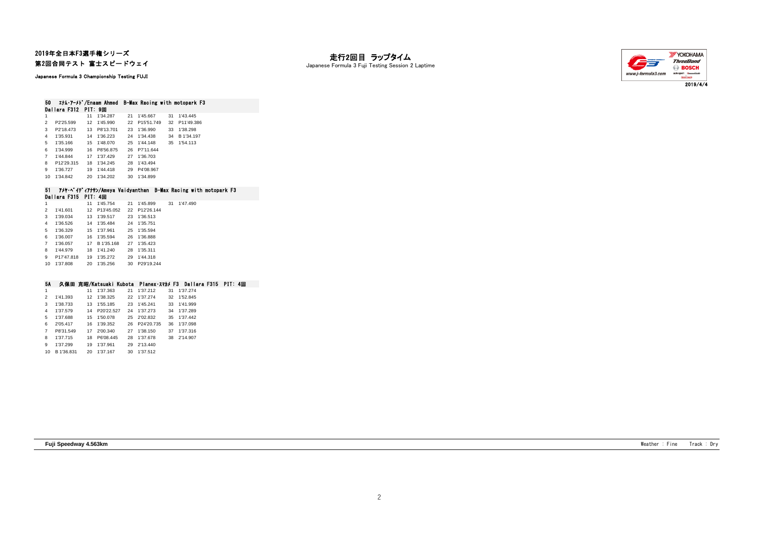2019年全日本F3選手権シリーズ
第2回合同テスト 富士スピードウェイ

Japanese Formula 3 Championship Testing FUJI

# 走行2回目 ラップタイム

Japanese Formula 3 Fuji Testing Session 2 Laptime

2019/4/4

**50 ｴﾅﾑ･ｱｰﾒﾄﾞ/Enaam Ahmed B-Max Racing with motopark F3**
**Dallara F312 PIT: 9回**

| | | | | | | | |
|---|---|---|---|---|---|---|---|
| 1 | | 11 | 1'34.287 | 21 | 1'45.667 | 31 | 1'43.445 |
| 2 | P2'25.599 | 12 | 1'45.990 | 22 | P15'51.749 | 32 | P11'49.386 |
| 3 | P2'18.473 | 13 | P8'13.701 | 23 | 1'36.990 | 33 | 1'38.298 |
| 4 | 1'35.931 | 14 | 1'36.223 | 24 | 1'34.438 | 34 | B 1'34.197 |
| 5 | 1'35.166 | 15 | 1'48.070 | 25 | 1'44.148 | 35 | 1'54.113 |
| 6 | 1'34.999 | 16 | P8'56.875 | 26 | P7'11.644 | | |
| 7 | 1'44.844 | 17 | 1'37.429 | 27 | 1'36.703 | | |
| 8 | P12'29.315 | 18 | 1'34.245 | 28 | 1'43.494 | | |
| 9 | 1'36.727 | 19 | 1'44.418 | 29 | P4'08.967 | | |
| 10 | 1'34.842 | 20 | 1'34.202 | 30 | 1'34.899 | | |

**51 ｱﾒﾔ･ﾍﾞｲﾃﾞｨｱﾅｻﾝ/Ameya Vaidyanthan B-Max Racing with motopark F3**
**Dallara F315 PIT: 4回**

| | | | | | | | |
|---|---|---|---|---|---|---|---|
| 1 | | 11 | 1'45.754 | 21 | 1'45.899 | 31 | 1'47.490 |
| 2 | 1'41.601 | 12 | P13'45.052 | 22 | P12'26.144 | | |
| 3 | 1'39.034 | 13 | 1'39.517 | 23 | 1'36.513 | | |
| 4 | 1'36.526 | 14 | 1'35.484 | 24 | 1'35.751 | | |
| 5 | 1'36.329 | 15 | 1'37.961 | 25 | 1'35.594 | | |
| 6 | 1'36.007 | 16 | 1'35.594 | 26 | 1'36.888 | | |
| 7 | 1'36.057 | 17 | B 1'35.168 | 27 | 1'35.423 | | |
| 8 | 1'44.979 | 18 | 1'41.240 | 28 | 1'35.311 | | |
| 9 | P17'47.818 | 19 | 1'35.272 | 29 | 1'44.318 | | |
| 10 | 1'37.808 | 20 | 1'35.256 | 30 | P29'19.244 | | |

**5A 久保田 克昭/Katsuaki Kubota Planex･ｽﾏｶﾒ F3 Dallara F315 PIT: 4回**

| | | | | | | | |
|---|---|---|---|---|---|---|---|
| 1 | | 11 | 1'37.363 | 21 | 1'37.212 | 31 | 1'37.274 |
| 2 | 1'41.393 | 12 | 1'38.325 | 22 | 1'37.274 | 32 | 1'52.845 |
| 3 | 1'38.733 | 13 | 1'55.185 | 23 | 1'45.241 | 33 | 1'41.999 |
| 4 | 1'37.579 | 14 | P20'22.527 | 24 | 1'37.273 | 34 | 1'37.289 |
| 5 | 1'37.688 | 15 | 1'50.078 | 25 | 2'02.832 | 35 | 1'37.442 |
| 6 | 2'05.417 | 16 | 1'39.352 | 26 | P24'20.735 | 36 | 1'37.098 |
| 7 | P8'31.549 | 17 | 2'00.340 | 27 | 1'38.150 | 37 | 1'37.316 |
| 8 | 1'37.715 | 18 | P6'08.445 | 28 | 1'37.678 | 38 | 2'14.907 |
| 9 | 1'37.299 | 19 | 1'37.961 | 29 | 2'13.440 | | |
| 10 | B 1'36.831 | 20 | 1'37.167 | 30 | 1'37.512 | | |

**Fuji Speedway 4.563km**

Weather : Fine Track : Dry